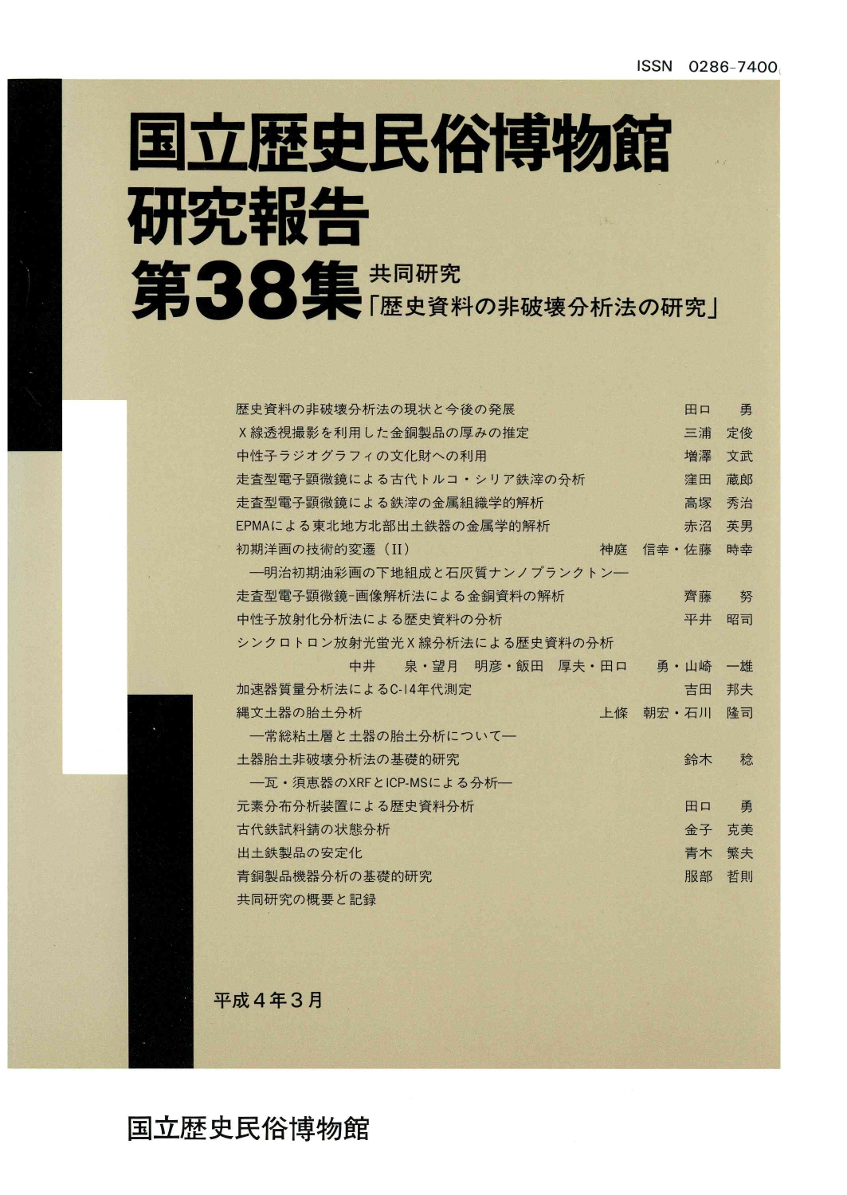ISSN 0286-7400

# 国立歴史民俗博物館研究報告

# 第38集

## 共同研究「歴史資料の非破壊分析法の研究」

歴史資料の非破壊分析法の現状と今後の発展　田口　勇

X線透視撮影を利用した金銅製品の厚みの推定　三浦　定俊

中性子ラジオグラフィの文化財への利用　増澤　文武

走査型電子顕微鏡による古代トルコ・シリア鉄滓の分析　窪田　蔵郎

走査型電子顕微鏡による鉄滓の金属組織学的解析　高塚　秀治

EPMAによる東北地方北部出土鉄器の金属学的解析　赤沼　英男

初期洋画の技術的変遷（II）　神庭　信幸・佐藤　時幸
　―明治初期油彩画の下地組成と石灰質ナンノプランクトン―

走査型電子顕微鏡-画像解析法による金銅資料の解析　齊藤　努

中性子放射化分析法による歴史資料の分析　平井　昭司

シンクロトロン放射光蛍光X線分析法による歴史資料の分析
　中井　泉・望月　明彦・飯田　厚夫・田口　勇・山崎　一雄

加速器質量分析法によるC-14年代測定　吉田　邦夫

縄文土器の胎土分析　上條　朝宏・石川　隆司
　―常総粘土層と土器の胎土分析について―

土器胎土非破壊分析法の基礎的研究　鈴木　稔
　―瓦・須恵器のXRFとICP-MSによる分析―

元素分布分析装置による歴史資料分析　田口　勇

古代鉄試料錆の状態分析　金子　克美

出土鉄製品の安定化　青木　繁夫

青銅製品機器分析の基礎的研究　服部　哲則

共同研究の概要と記録

平成4年3月

国立歴史民俗博物館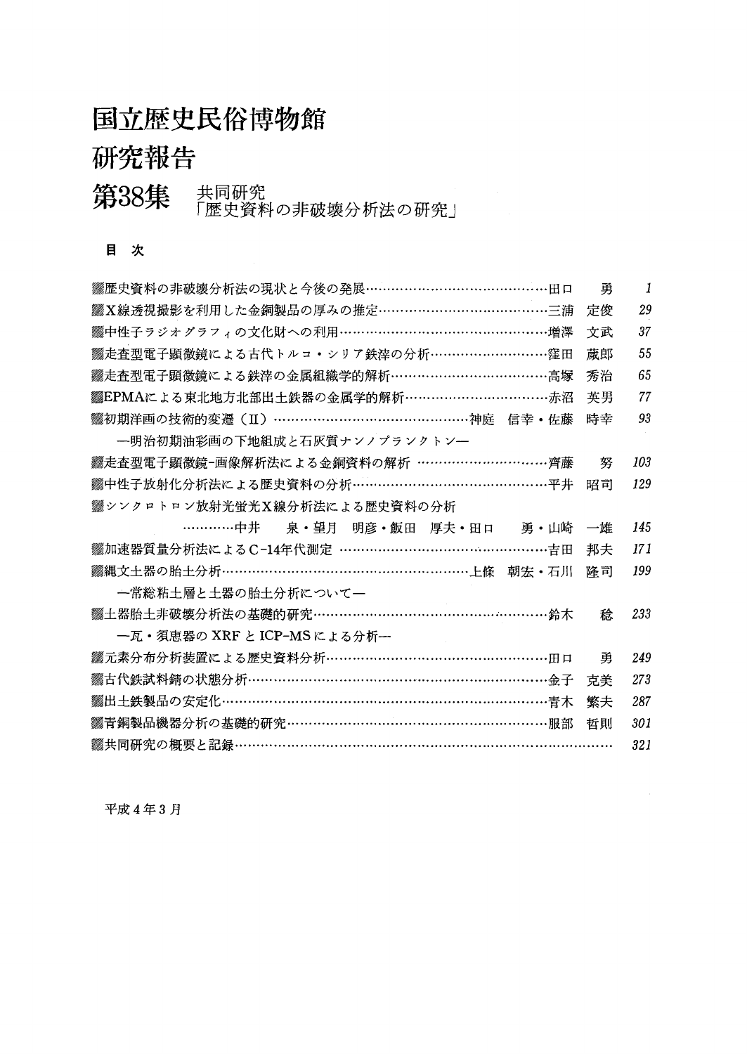# 国立歴史民俗博物館 研究報告

## 第38集 共同研究「歴史資料の非破壊分析法の研究」

### 目次

- 歴史資料の非破壊分析法の現状と今後の発展……田口　勇　1
- X線透視撮影を利用した金銅製品の厚みの推定……三浦　定俊　29
- 中性子ラジオグラフィの文化財への利用……増澤　文武　37
- 走査型電子顕微鏡による古代トルコ・シリア鉄滓の分析……窪田　蔵郎　55
- 走査型電子顕微鏡による鉄滓の金属組織学的解析……高塚　秀治　65
- EPMAによる東北地方北部出土鉄器の金属学的解析……赤沼　英男　77
- 初期洋画の技術的変遷（II）……神庭　信幸・佐藤　時幸　93
  —明治初期油彩画の下地組成と石灰質ナンノプランクトン—
- 走査型電子顕微鏡-画像解析法による金銅資料の解析……齊藤　努　103
- 中性子放射化分析法による歴史資料の分析……平井　昭司　129
- シンクロトロン放射光蛍光X線分析法による歴史資料の分析
  ……中井　泉・望月　明彦・飯田　厚夫・田口　勇・山崎　一雄　145
- 加速器質量分析法によるC-14年代測定……吉田　邦夫　171
- 縄文土器の胎土分析……上條　朝宏・石川　隆司　199
  —常総粘土層と土器の胎土分析について—
- 土器胎土非破壊分析法の基礎的研究……鈴木　稔　233
  —瓦・須恵器のXRFとICP-MSによる分析—
- 元素分布分析装置による歴史資料分析……田口　勇　249
- 古代鉄試料錆の状態分析……金子　克美　273
- 出土鉄製品の安定化……青木　繁夫　287
- 青銅製品機器分析の基礎的研究……服部　哲則　301
- 共同研究の概要と記録……321

平成4年3月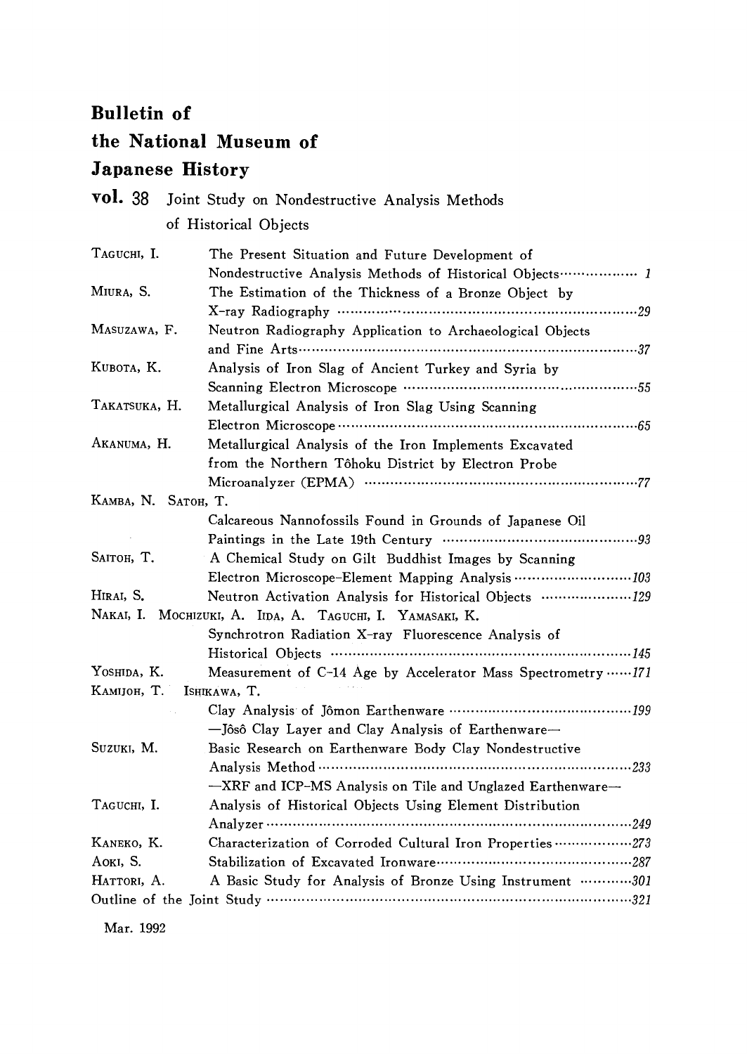# Bulletin of the National Museum of Japanese History

## vol. 38 Joint Study on Nondestructive Analysis Methods of Historical Objects

| Author | Title | Page |
| --- | --- | --- |
| TAGUCHI, I. | The Present Situation and Future Development of Nondestructive Analysis Methods of Historical Objects | 1 |
| MIURA, S. | The Estimation of the Thickness of a Bronze Object by X-ray Radiography | 29 |
| MASUZAWA, F. | Neutron Radiography Application to Archaeological Objects and Fine Arts | 37 |
| KUBOTA, K. | Analysis of Iron Slag of Ancient Turkey and Syria by Scanning Electron Microscope | 55 |
| TAKATSUKA, H. | Metallurgical Analysis of Iron Slag Using Scanning Electron Microscope | 65 |
| AKANUMA, H. | Metallurgical Analysis of the Iron Implements Excavated from the Northern Tôhoku District by Electron Probe Microanalyzer (EPMA) | 77 |
| KAMBA, N. SATOH, T. | Calcareous Nannofossils Found in Grounds of Japanese Oil Paintings in the Late 19th Century | 93 |
| SAITOH, T. | A Chemical Study on Gilt Buddhist Images by Scanning Electron Microscope-Element Mapping Analysis | 103 |
| HIRAI, S. | Neutron Activation Analysis for Historical Objects | 129 |
| NAKAI, I. MOCHIZUKI, A. IIDA, A. TAGUCHI, I. YAMASAKI, K. | Synchrotron Radiation X-ray Fluorescence Analysis of Historical Objects | 145 |
| YOSHIDA, K. | Measurement of C-14 Age by Accelerator Mass Spectrometry | 171 |
| KAMIJOH, T. ISHIKAWA, T. | Clay Analysis of Jômon Earthenware —Jôsô Clay Layer and Clay Analysis of Earthenware— | 199 |
| SUZUKI, M. | Basic Research on Earthenware Body Clay Nondestructive Analysis Method —XRF and ICP-MS Analysis on Tile and Unglazed Earthenware— | 233 |
| TAGUCHI, I. | Analysis of Historical Objects Using Element Distribution Analyzer | 249 |
| KANEKO, K. | Characterization of Corroded Cultural Iron Properties | 273 |
| AOKI, S. | Stabilization of Excavated Ironware | 287 |
| HATTORI, A. | A Basic Study for Analysis of Bronze Using Instrument | 301 |
| | Outline of the Joint Study | 321 |

Mar. 1992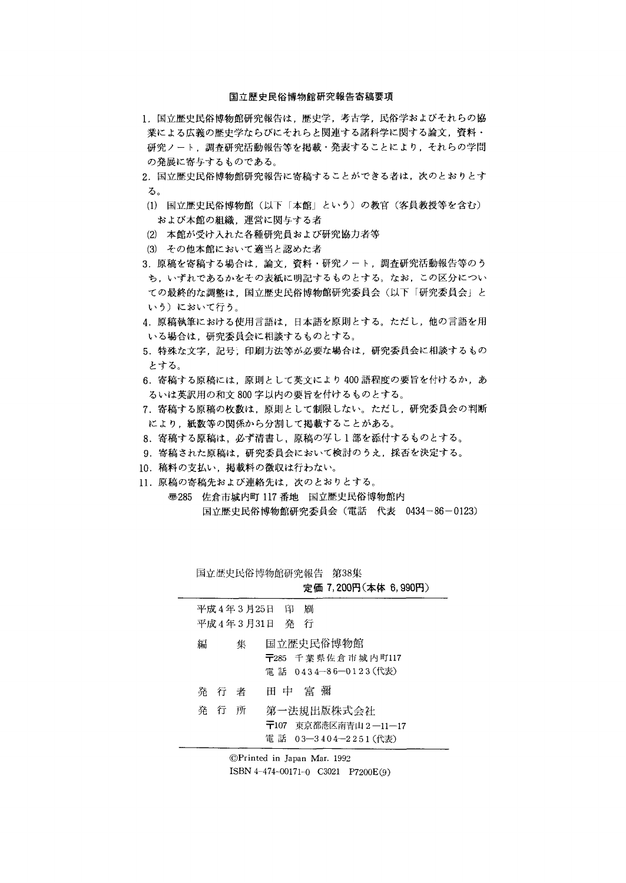## 国立歴史民俗博物館研究報告寄稿要項

1. 国立歴史民俗博物館研究報告は，歴史学，考古学，民俗学およびそれらの協業による広義の歴史学ならびにそれらと関連する諸科学に関する論文，資料・研究ノート，調査研究活動報告等を掲載・発表することにより，それらの学問の発展に寄与するものである。
2. 国立歴史民俗博物館研究報告に寄稿することができる者は，次のとおりとする。
   (1) 国立歴史民俗博物館（以下「本館」という）の教官（客員教授等を含む）および本館の組織，運営に関与する者
   (2) 本館が受け入れた各種研究員および研究協力者等
   (3) その他本館において適当と認めた者
3. 原稿を寄稿する場合は，論文，資料・研究ノート，調査研究活動報告等のうち，いずれであるかをその表紙に明記するものとする。なお，この区分についての最終的な調整は，国立歴史民俗博物館研究委員会（以下「研究委員会」という）において行う。
4. 原稿執筆における使用言語は，日本語を原則とする。ただし，他の言語を用いる場合は，研究委員会に相談するものとする。
5. 特殊な文字，記号，印刷方法等が必要な場合は，研究委員会に相談するものとする。
6. 寄稿する原稿には，原則として英文により400語程度の要旨を付けるか，あるいは英訳用の和文800字以内の要旨を付けるものとする。
7. 寄稿する原稿の枚数は，原則として制限しない。ただし，研究委員会の判断により，紙数等の関係から分割して掲載することがある。
8. 寄稿する原稿は，必ず清書し，原稿の写し1部を添付するものとする。
9. 寄稿された原稿は，研究委員会において検討のうえ，採否を決定する。
10. 稿料の支払い，掲載料の徴収は行わない。
11. 原稿の寄稿先および連絡先は，次のとおりとする。

    〒285 佐倉市城内町117番地 国立歴史民俗博物館内
    国立歴史民俗博物館研究委員会（電話 代表 0434－86－0123）

---

国立歴史民俗博物館研究報告 第38集

**定価 7,200円（本体 6,990円）**

平成4年3月25日 印刷
平成4年3月31日 発行

編　集　国立歴史民俗博物館
〒285 千葉県佐倉市城内町117
電話 0434－86－0123（代表）

発行者　田中富彌

発行所　第一法規出版株式会社
〒107 東京都港区南青山2－11－17
電話 03－3404－2251（代表）

---

©Printed in Japan Mar. 1992
ISBN 4-474-00171-0 C3021 P7200E(9)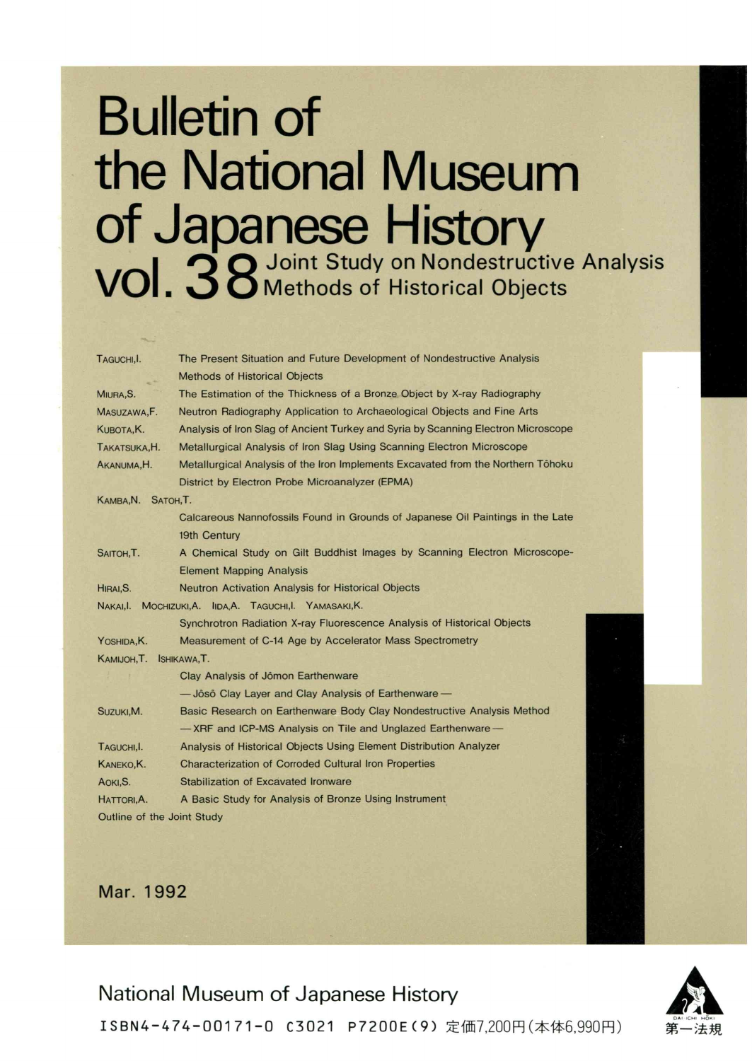# Bulletin of the National Museum of Japanese History

## vol. 38 Joint Study on Nondestructive Analysis Methods of Historical Objects

| | |
|---|---|
| TAGUCHI,I. | The Present Situation and Future Development of Nondestructive Analysis Methods of Historical Objects |
| MIURA,S. | The Estimation of the Thickness of a Bronze Object by X-ray Radiography |
| MASUZAWA,F. | Neutron Radiography Application to Archaeological Objects and Fine Arts |
| KUBOTA,K. | Analysis of Iron Slag of Ancient Turkey and Syria by Scanning Electron Microscope |
| TAKATSUKA,H. | Metallurgical Analysis of Iron Slag Using Scanning Electron Microscope |
| AKANUMA,H. | Metallurgical Analysis of the Iron Implements Excavated from the Northern Tôhoku District by Electron Probe Microanalyzer (EPMA) |
| KAMBA,N. SATOH,T. | Calcareous Nannofossils Found in Grounds of Japanese Oil Paintings in the Late 19th Century |
| SAITOH,T. | A Chemical Study on Gilt Buddhist Images by Scanning Electron Microscope-Element Mapping Analysis |
| HIRAI,S. | Neutron Activation Analysis for Historical Objects |
| NAKAI,I. MOCHIZUKI,A. IIDA,A. TAGUCHI,I. YAMASAKI,K. | Synchrotron Radiation X-ray Fluorescence Analysis of Historical Objects |
| YOSHIDA,K. | Measurement of C-14 Age by Accelerator Mass Spectrometry |
| KAMIJOH,T. ISHIKAWA,T. | Clay Analysis of Jômon Earthenware — Jôsô Clay Layer and Clay Analysis of Earthenware — |
| SUZUKI,M. | Basic Research on Earthenware Body Clay Nondestructive Analysis Method — XRF and ICP-MS Analysis on Tile and Unglazed Earthenware — |
| TAGUCHI,I. | Analysis of Historical Objects Using Element Distribution Analyzer |
| KANEKO,K. | Characterization of Corroded Cultural Iron Properties |
| AOKI,S. | Stabilization of Excavated Ironware |
| HATTORI,A. | A Basic Study for Analysis of Bronze Using Instrument |

Outline of the Joint Study

Mar. 1992

National Museum of Japanese History

ISBN4-474-00171-0 C3021 P7200E(9) 定価7,200円(本体6,990円)

DAI-ICHI HOKI
第一法規